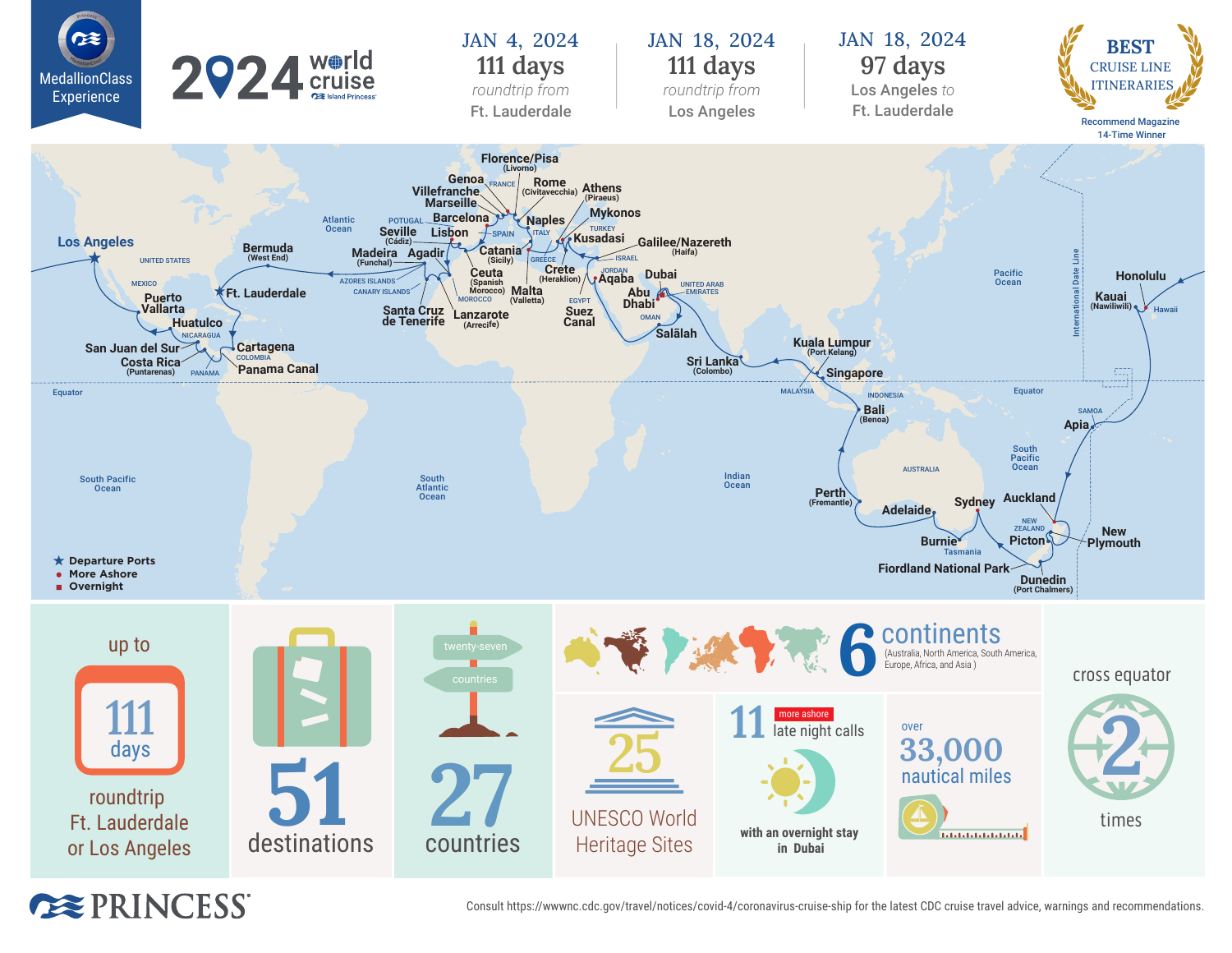MedallionClass Experience

# 2024 world cruise

Island Princess

| JAN 4, 2024 | JAN 18, 2024 | JAN 18, 2024 |
|---|---|---|
| 111 days | 111 days | 97 days |
| roundtrip from Ft. Lauderdale | roundtrip from Los Angeles | Los Angeles to Ft. Lauderdale |

BEST CRUISE LINE ITINERARIES
Recommend Magazine 14-Time Winner

Los Angeles, Puerto Vallarta, Huatulco, San Juan del Sur, Costa Rica (Puntarenas), Panama Canal, Cartagena, Ft. Lauderdale, Bermuda (West End), Madeira (Funchal), Agadir, Santa Cruz de Tenerife, Lanzarote (Arrecife), Ceuta (Spanish Morocco), Seville (Cádiz), Lisbon, Barcelona, Marseille, Villefranche, Genoa, Florence/Pisa (Livorno), Rome (Civitavecchia), Naples, Catania (Sicily), Malta (Valletta), Athens (Piraeus), Mykonos, Kusadasi, Crete (Heraklion), Galilee/Nazereth (Haifa), Aqaba, Suez Canal, Dubai, Abu Dhabi, Salālah, Sri Lanka (Colombo), Kuala Lumpur (Port Kelang), Singapore, Bali (Benoa), Perth (Fremantle), Adelaide, Burnie (Tasmania), Sydney, Fiordland National Park, Dunedin (Port Chalmers), Picton, New Plymouth, Auckland, Apia, Kauai (Nawiliwili), Honolulu

★ Departure Ports
● More Ashore
■ Overnight

up to **111 days** roundtrip Ft. Lauderdale or Los Angeles

**51** destinations

**27** countries

**6** continents (Australia, North America, South America, Europe, Africa, and Asia )

**25** UNESCO World Heritage Sites

**11** more ashore late night calls with an overnight stay in Dubai

over **33,000** nautical miles

cross equator **2** times

PRINCESS

Consult https://wwwnc.cdc.gov/travel/notices/covid-4/coronavirus-cruise-ship for the latest CDC cruise travel advice, warnings and recommendations.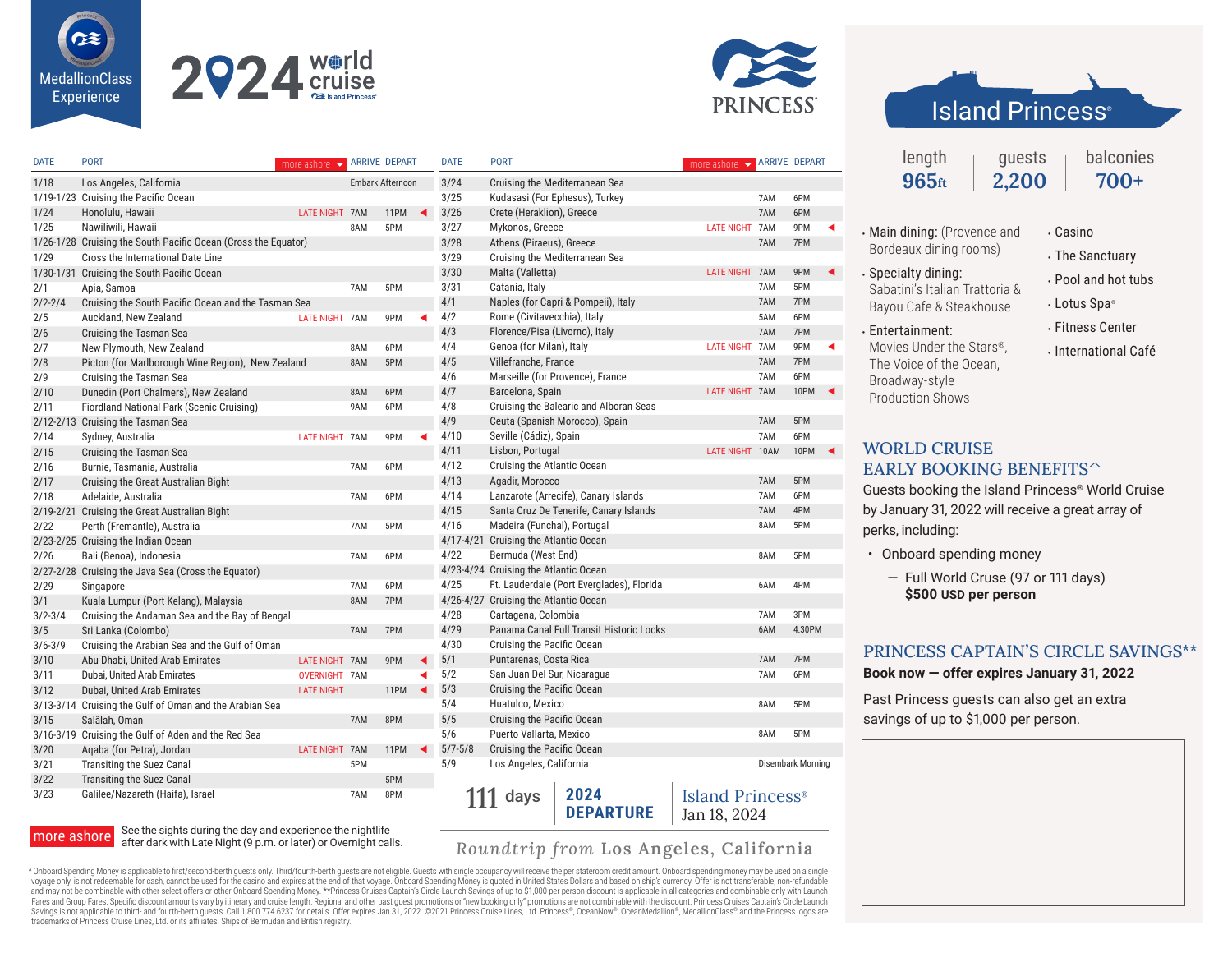MedallionClass Experience

# 2024 world cruise

Island Princess

PRINCESS

| DATE | PORT | more ashore | ARRIVE | DEPART |
|---|---|---|---|---|
| 1/18 | Los Angeles, California | | Embark Afternoon | |
| 1/19-1/23 | Cruising the Pacific Ocean | | | |
| 1/24 | Honolulu, Hawaii | LATE NIGHT | 7AM | 11PM |
| 1/25 | Nawiliwili, Hawaii | | 8AM | 5PM |
| 1/26-1/28 | Cruising the South Pacific Ocean (Cross the Equator) | | | |
| 1/29 | Cross the International Date Line | | | |
| 1/30-1/31 | Cruising the South Pacific Ocean | | | |
| 2/1 | Apia, Samoa | | 7AM | 5PM |
| 2/2-2/4 | Cruising the South Pacific Ocean and the Tasman Sea | | | |
| 2/5 | Auckland, New Zealand | LATE NIGHT | 7AM | 9PM |
| 2/6 | Cruising the Tasman Sea | | | |
| 2/7 | New Plymouth, New Zealand | | 8AM | 6PM |
| 2/8 | Picton (for Marlborough Wine Region), New Zealand | | 8AM | 5PM |
| 2/9 | Cruising the Tasman Sea | | | |
| 2/10 | Dunedin (Port Chalmers), New Zealand | | 8AM | 6PM |
| 2/11 | Fiordland National Park (Scenic Cruising) | | 9AM | 6PM |
| 2/12-2/13 | Cruising the Tasman Sea | | | |
| 2/14 | Sydney, Australia | LATE NIGHT | 7AM | 9PM |
| 2/15 | Cruising the Tasman Sea | | | |
| 2/16 | Burnie, Tasmania, Australia | | 7AM | 6PM |
| 2/17 | Cruising the Great Australian Bight | | | |
| 2/18 | Adelaide, Australia | | 7AM | 6PM |
| 2/19-2/21 | Cruising the Great Australian Bight | | | |
| 2/22 | Perth (Fremantle), Australia | | 7AM | 5PM |
| 2/23-2/25 | Cruising the Indian Ocean | | | |
| 2/26 | Bali (Benoa), Indonesia | | 7AM | 6PM |
| 2/27-2/28 | Cruising the Java Sea (Cross the Equator) | | | |
| 2/29 | Singapore | | 7AM | 6PM |
| 3/1 | Kuala Lumpur (Port Kelang), Malaysia | | 8AM | 7PM |
| 3/2-3/4 | Cruising the Andaman Sea and the Bay of Bengal | | | |
| 3/5 | Sri Lanka (Colombo) | | 7AM | 7PM |
| 3/6-3/9 | Cruising the Arabian Sea and the Gulf of Oman | | | |
| 3/10 | Abu Dhabi, United Arab Emirates | LATE NIGHT | 7AM | 9PM |
| 3/11 | Dubai, United Arab Emirates | OVERNIGHT | 7AM | |
| 3/12 | Dubai, United Arab Emirates | LATE NIGHT | | 11PM |
| 3/13-3/14 | Cruising the Gulf of Oman and the Arabian Sea | | | |
| 3/15 | Salālah, Oman | | 7AM | 8PM |
| 3/16-3/19 | Cruising the Gulf of Aden and the Red Sea | | | |
| 3/20 | Aqaba (for Petra), Jordan | LATE NIGHT | 7AM | 11PM |
| 3/21 | Transiting the Suez Canal | | 5PM | |
| 3/22 | Transiting the Suez Canal | | | 5PM |
| 3/23 | Galilee/Nazareth (Haifa), Israel | | 7AM | 8PM |
| 3/24 | Cruising the Mediterranean Sea | | | |
| 3/25 | Kudasasi (For Ephesus), Turkey | | 7AM | 6PM |
| 3/26 | Crete (Heraklion), Greece | | 7AM | 6PM |
| 3/27 | Mykonos, Greece | LATE NIGHT | 7AM | 9PM |
| 3/28 | Athens (Piraeus), Greece | | 7AM | 7PM |
| 3/29 | Cruising the Mediterranean Sea | | | |
| 3/30 | Malta (Valletta) | LATE NIGHT | 7AM | 9PM |
| 3/31 | Catania, Italy | | 7AM | 5PM |
| 4/1 | Naples (for Capri & Pompeii), Italy | | 7AM | 7PM |
| 4/2 | Rome (Civitavecchia), Italy | | 5AM | 6PM |
| 4/3 | Florence/Pisa (Livorno), Italy | | 7AM | 7PM |
| 4/4 | Genoa (for Milan), Italy | LATE NIGHT | 7AM | 9PM |
| 4/5 | Villefranche, France | | 7AM | 7PM |
| 4/6 | Marseille (for Provence), France | | 7AM | 6PM |
| 4/7 | Barcelona, Spain | LATE NIGHT | 7AM | 10PM |
| 4/8 | Cruising the Balearic and Alboran Seas | | | |
| 4/9 | Ceuta (Spanish Morocco), Spain | | 7AM | 5PM |
| 4/10 | Seville (Cádiz), Spain | | 7AM | 6PM |
| 4/11 | Lisbon, Portugal | LATE NIGHT | 10AM | 10PM |
| 4/12 | Cruising the Atlantic Ocean | | | |
| 4/13 | Agadir, Morocco | | 7AM | 5PM |
| 4/14 | Lanzarote (Arrecife), Canary Islands | | 7AM | 6PM |
| 4/15 | Santa Cruz De Tenerife, Canary Islands | | 7AM | 4PM |
| 4/16 | Madeira (Funchal), Portugal | | 8AM | 5PM |
| 4/17-4/21 | Cruising the Atlantic Ocean | | | |
| 4/22 | Bermuda (West End) | | 8AM | 5PM |
| 4/23-4/24 | Cruising the Atlantic Ocean | | | |
| 4/25 | Ft. Lauderdale (Port Everglades), Florida | | 6AM | 4PM |
| 4/26-4/27 | Cruising the Atlantic Ocean | | | |
| 4/28 | Cartagena, Colombia | | 7AM | 3PM |
| 4/29 | Panama Canal Full Transit Historic Locks | | 6AM | 4:30PM |
| 4/30 | Cruising the Pacific Ocean | | | |
| 5/1 | Puntarenas, Costa Rica | | 7AM | 7PM |
| 5/2 | San Juan Del Sur, Nicaragua | | 7AM | 6PM |
| 5/3 | Cruising the Pacific Ocean | | | |
| 5/4 | Huatulco, Mexico | | 8AM | 5PM |
| 5/5 | Cruising the Pacific Ocean | | | |
| 5/6 | Puerto Vallarta, Mexico | | 8AM | 5PM |
| 5/7-5/8 | Cruising the Pacific Ocean | | | |
| 5/9 | Los Angeles, California | | Disembark Morning | |

**more ashore** See the sights during the day and experience the nightlife after dark with Late Night (9 p.m. or later) or Overnight calls.

111 days | **2024 DEPARTURE** | Island Princess® Jan 18, 2024

*Roundtrip from* Los Angeles, California

## Island Princess®

| length | guests | balconies |
|---|---|---|
| **965ft** | **2,200** | **700+** |

- Main dining: (Provence and Bordeaux dining rooms)
- Specialty dining: Sabatini's Italian Trattoria & Bayou Cafe & Steakhouse
- Entertainment: Movies Under the Stars®, The Voice of the Ocean, Broadway-style Production Shows
- Casino
- The Sanctuary
- Pool and hot tubs
- Lotus Spa®
- Fitness Center
- International Café

## WORLD CRUISE EARLY BOOKING BENEFITS^

Guests booking the Island Princess® World Cruise by January 31, 2022 will receive a great array of perks, including:

- Onboard spending money
  - Full World Cruise (97 or 111 days) **$500 USD per person**

## PRINCESS CAPTAIN'S CIRCLE SAVINGS**

**Book now — offer expires January 31, 2022**

Past Princess guests can also get an extra savings of up to $1,000 per person.

^ Onboard Spending Money is applicable to first/second-berth guests only. Third/fourth-berth guests are not eligible. Guests with single occupancy will receive the per stateroom credit amount. Onboard spending money may be used on a single voyage only, is not redeemable for cash, cannot be used for the casino and expires at the end of that voyage. Onboard Spending Money is quoted in United States Dollars and based on ship's currency. Offer is not transferable, non-refundable and may not be combinable with other select offers or other Onboard Spending Money. **Princess Cruises Captain's Circle Launch Savings of up to $1,000 per person discount is applicable in all categories and combinable only with Launch Fares and Group Fares. Specific discount amounts vary by itinerary and cruise length. Regional and other past guest promotions or "new booking only" promotions are not combinable with the discount. Princess Cruises Captain's Circle Launch Savings is not applicable to third- and fourth-berth guests. Call 1.800.774.6237 for details. Offer expires Jan 31, 2022 ©2021 Princess Cruise Lines, Ltd. Princess®, OceanNow®, OceanMedallion®, MedallionClass® and the Princess logos are trademarks of Princess Cruise Lines, Ltd. or its affiliates. Ships of Bermudan and British registry.